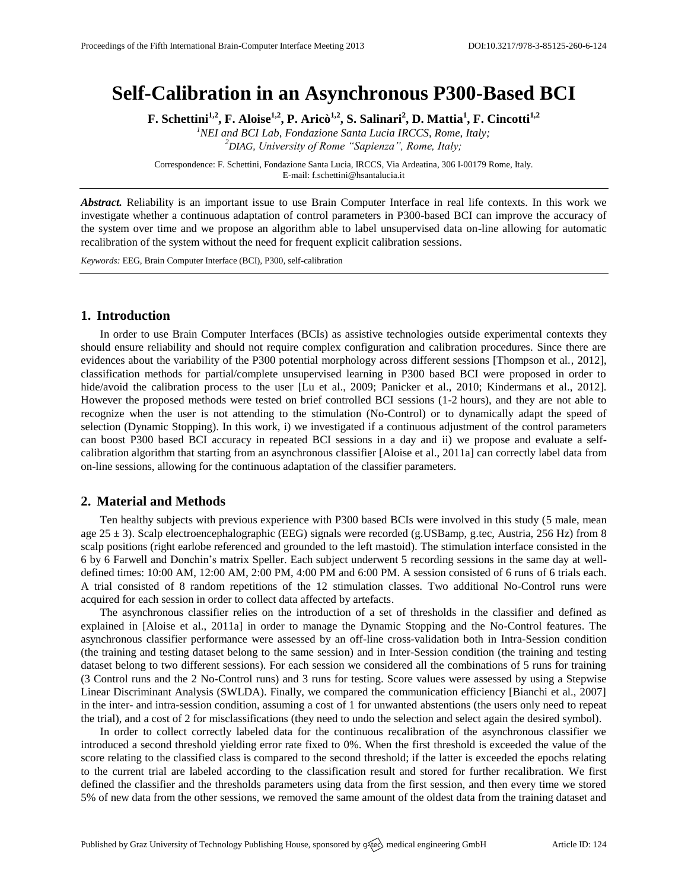# Self-Calibration in an Asynchronous P300-Based BCI

**F. Schettini[1,2], F. Aloise[1,2], P. Aricò[1,2], S. Salinari[2], D. Mattia[1], F. Cincotti[1,2]**

[1] *NEI and BCI Lab, Fondazione Santa Lucia IRCCS, Rome, Italy;*
[2] *DIAG, University of Rome "Sapienza", Rome, Italy;*

Correspondence: F. Schettini, Fondazione Santa Lucia, IRCCS, Via Ardeatina, 306 I-00179 Rome, Italy.
E-mail: f.schettini@hsantalucia.it

***Abstract.*** Reliability is an important issue to use Brain Computer Interface in real life contexts. In this work we investigate whether a continuous adaptation of control parameters in P300-based BCI can improve the accuracy of the system over time and we propose an algorithm able to label unsupervised data on-line allowing for automatic recalibration of the system without the need for frequent explicit calibration sessions.

*Keywords:* EEG, Brain Computer Interface (BCI), P300, self-calibration

## 1. Introduction

In order to use Brain Computer Interfaces (BCIs) as assistive technologies outside experimental contexts they should ensure reliability and should not require complex configuration and calibration procedures. Since there are evidences about the variability of the P300 potential morphology across different sessions [Thompson et al., 2012], classification methods for partial/complete unsupervised learning in P300 based BCI were proposed in order to hide/avoid the calibration process to the user [Lu et al., 2009; Panicker et al., 2010; Kindermans et al., 2012]. However the proposed methods were tested on brief controlled BCI sessions (1-2 hours), and they are not able to recognize when the user is not attending to the stimulation (No-Control) or to dynamically adapt the speed of selection (Dynamic Stopping). In this work, i) we investigated if a continuous adjustment of the control parameters can boost P300 based BCI accuracy in repeated BCI sessions in a day and ii) we propose and evaluate a self-calibration algorithm that starting from an asynchronous classifier [Aloise et al., 2011a] can correctly label data from on-line sessions, allowing for the continuous adaptation of the classifier parameters.

## 2. Material and Methods

Ten healthy subjects with previous experience with P300 based BCIs were involved in this study (5 male, mean age 25 ± 3). Scalp electroencephalographic (EEG) signals were recorded (g.USBamp, g.tec, Austria, 256 Hz) from 8 scalp positions (right earlobe referenced and grounded to the left mastoid). The stimulation interface consisted in the 6 by 6 Farwell and Donchin's matrix Speller. Each subject underwent 5 recording sessions in the same day at well-defined times: 10:00 AM, 12:00 AM, 2:00 PM, 4:00 PM and 6:00 PM. A session consisted of 6 runs of 6 trials each. A trial consisted of 8 random repetitions of the 12 stimulation classes. Two additional No-Control runs were acquired for each session in order to collect data affected by artefacts.

The asynchronous classifier relies on the introduction of a set of thresholds in the classifier and defined as explained in [Aloise et al., 2011a] in order to manage the Dynamic Stopping and the No-Control features. The asynchronous classifier performance were assessed by an off-line cross-validation both in Intra-Session condition (the training and testing dataset belong to the same session) and in Inter-Session condition (the training and testing dataset belong to two different sessions). For each session we considered all the combinations of 5 runs for training (3 Control runs and the 2 No-Control runs) and 3 runs for testing. Score values were assessed by using a Stepwise Linear Discriminant Analysis (SWLDA). Finally, we compared the communication efficiency [Bianchi et al., 2007] in the inter- and intra-session condition, assuming a cost of 1 for unwanted abstentions (the users only need to repeat the trial), and a cost of 2 for misclassifications (they need to undo the selection and select again the desired symbol).

In order to collect correctly labeled data for the continuous recalibration of the asynchronous classifier we introduced a second threshold yielding error rate fixed to 0%. When the first threshold is exceeded the value of the score relating to the classified class is compared to the second threshold; if the latter is exceeded the epochs relating to the current trial are labeled according to the classification result and stored for further recalibration. We first defined the classifier and the thresholds parameters using data from the first session, and then every time we stored 5% of new data from the other sessions, we removed the same amount of the oldest data from the training dataset and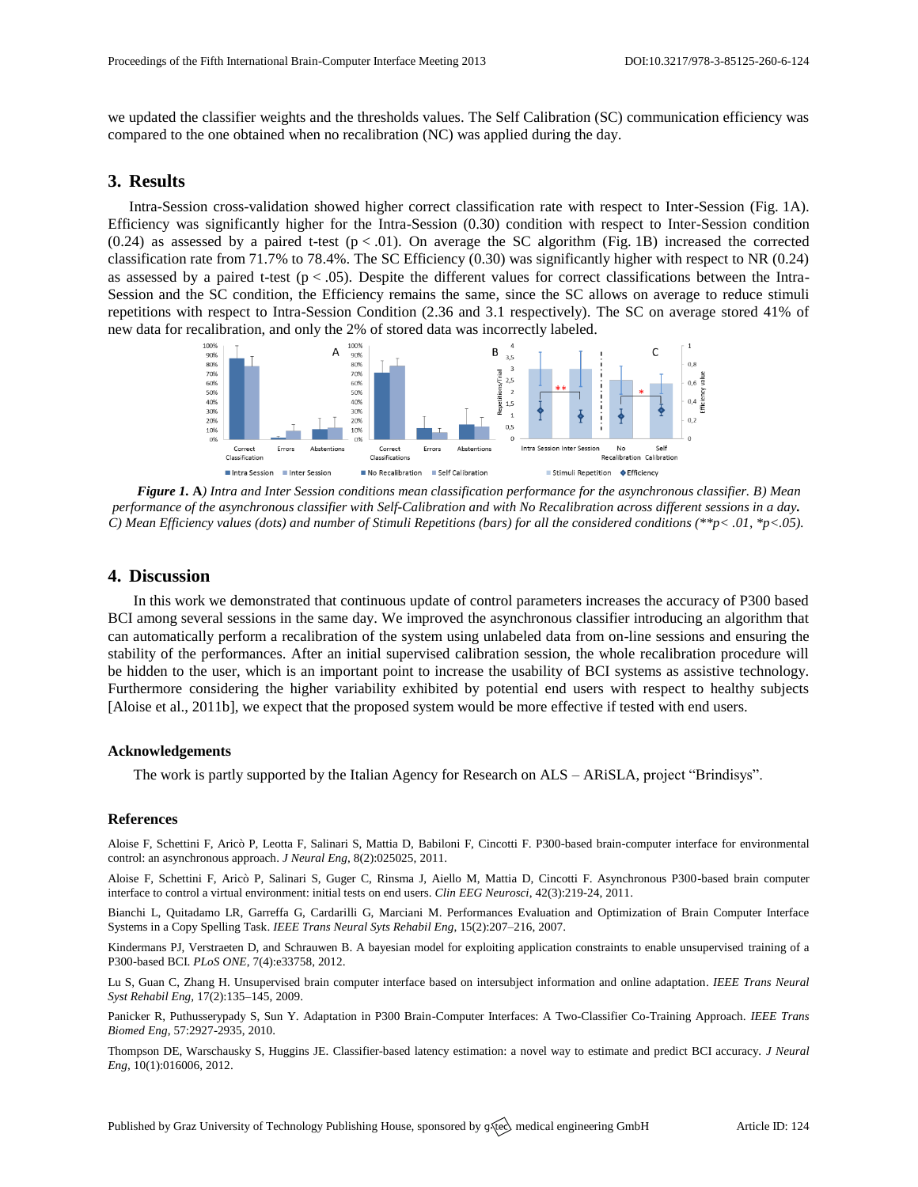we updated the classifier weights and the thresholds values. The Self Calibration (SC) communication efficiency was compared to the one obtained when no recalibration (NC) was applied during the day.

## 3. Results

Intra-Session cross-validation showed higher correct classification rate with respect to Inter-Session (Fig. 1A). Efficiency was significantly higher for the Intra-Session (0.30) condition with respect to Inter-Session condition (0.24) as assessed by a paired t-test ($p < .01$). On average the SC algorithm (Fig. 1B) increased the corrected classification rate from 71.7% to 78.4%. The SC Efficiency (0.30) was significantly higher with respect to NR (0.24) as assessed by a paired t-test ($p < .05$). Despite the different values for correct classifications between the Intra-Session and the SC condition, the Efficiency remains the same, since the SC allows on average to reduce stimuli repetitions with respect to Intra-Session Condition (2.36 and 3.1 respectively). The SC on average stored 41% of new data for recalibration, and only the 2% of stored data was incorrectly labeled.

A
100%
90%
80%
70%
60%
50%
40%
30%
20%
10%
0%
Correct Classification
Errors
Abstentions
Intra Session
Inter Session

B
100%
90%
80%
70%
60%
50%
40%
30%
20%
10%
0%
Correct Classifications
Errors
Abstentions
No Recalibration
Self Calibration

C
Repetitions/Trial
4
3,5
3
2,5
2
1,5
1
0,5
0
Efficiency value
1
0,8
0,6
0,4
0,2
0
**
*
Intra Session
Inter Session
No Recalibration
Self Calibration
Stimuli Repetition
Efficiency

***Figure 1.*** **A**) *Intra and Inter Session conditions mean classification performance for the asynchronous classifier. B) Mean performance of the asynchronous classifier with Self-Calibration and with No Recalibration across different sessions in a day.* ***.*** *C) Mean Efficiency values (dots) and number of Stimuli Repetitions (bars) for all the considered conditions (**p< .01, *p<.05).*

## 4. Discussion

In this work we demonstrated that continuous update of control parameters increases the accuracy of P300 based BCI among several sessions in the same day. We improved the asynchronous classifier introducing an algorithm that can automatically perform a recalibration of the system using unlabeled data from on-line sessions and ensuring the stability of the performances. After an initial supervised calibration session, the whole recalibration procedure will be hidden to the user, which is an important point to increase the usability of BCI systems as assistive technology. Furthermore considering the higher variability exhibited by potential end users with respect to healthy subjects [Aloise et al., 2011b], we expect that the proposed system would be more effective if tested with end users.

### Acknowledgements

The work is partly supported by the Italian Agency for Research on ALS – ARiSLA, project "Brindisys".

### References

Aloise F, Schettini F, Aricò P, Leotta F, Salinari S, Mattia D, Babiloni F, Cincotti F. P300-based brain-computer interface for environmental control: an asynchronous approach. *J Neural Eng*, 8(2):025025, 2011.

Aloise F, Schettini F, Aricò P, Salinari S, Guger C, Rinsma J, Aiello M, Mattia D, Cincotti F. Asynchronous P300-based brain computer interface to control a virtual environment: initial tests on end users. *Clin EEG Neurosci*, 42(3):219-24, 2011.

Bianchi L, Quitadamo LR, Garreffa G, Cardarilli G, Marciani M. Performances Evaluation and Optimization of Brain Computer Interface Systems in a Copy Spelling Task. *IEEE Trans Neural Syts Rehabil Eng*, 15(2):207–216, 2007.

Kindermans PJ, Verstraeten D, and Schrauwen B. A bayesian model for exploiting application constraints to enable unsupervised training of a P300-based BCI. *PLoS ONE*, 7(4):e33758, 2012.

Lu S, Guan C, Zhang H. Unsupervised brain computer interface based on intersubject information and online adaptation. *IEEE Trans Neural Syst Rehabil Eng*, 17(2):135–145, 2009.

Panicker R, Puthusserypady S, Sun Y. Adaptation in P300 Brain-Computer Interfaces: A Two-Classifier Co-Training Approach. *IEEE Trans Biomed Eng*, 57:2927-2935, 2010.

Thompson DE, Warschausky S, Huggins JE. Classifier-based latency estimation: a novel way to estimate and predict BCI accuracy. *J Neural Eng*, 10(1):016006, 2012.